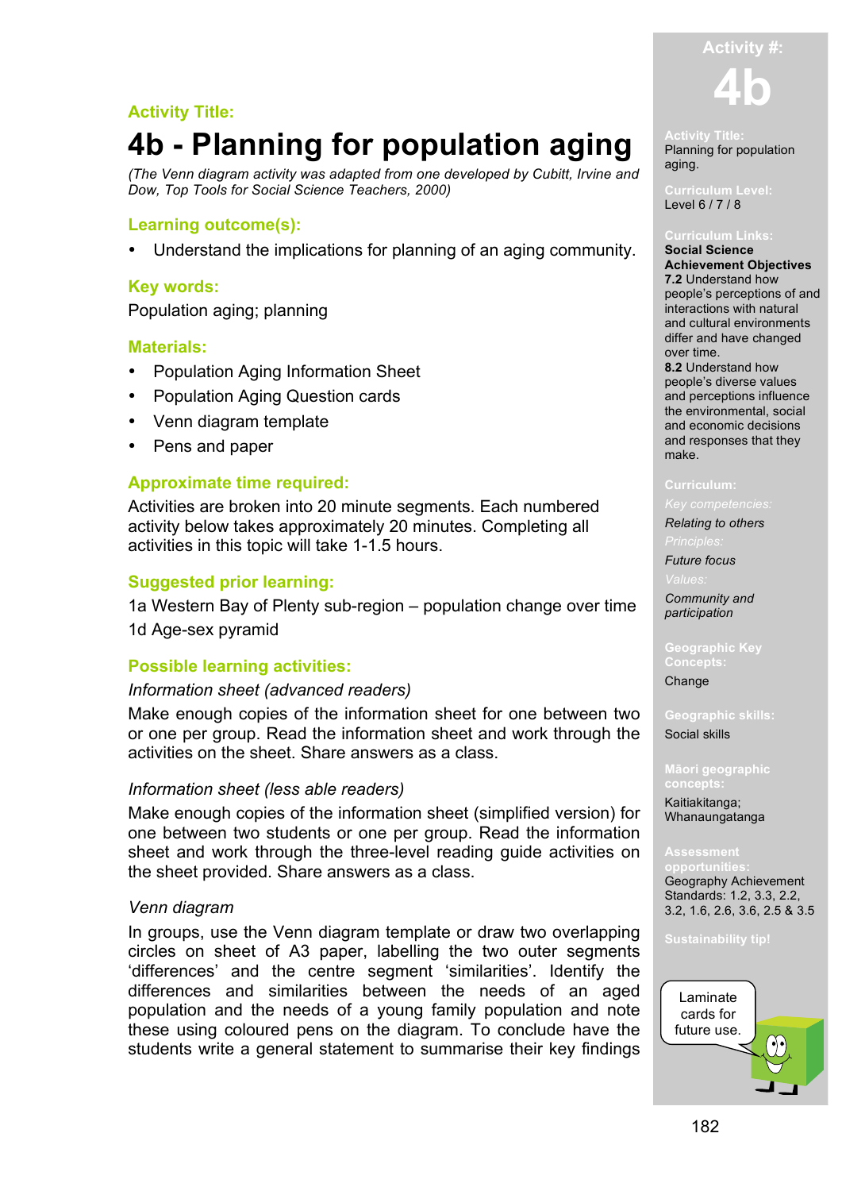## Activity Title:

# 4b - Planning for population aging

*(The Venn diagram activity was adapted from one developed by Cubitt, Irvine and Dow, Top Tools for Social Science Teachers, 2000)*

## Learning outcome(s):

- Understand the implications for planning of an aging community.

## Key words:

Population aging; planning

## Materials:

- Population Aging Information Sheet
- Population Aging Question cards
- Venn diagram template
- Pens and paper

## Approximate time required:

Activities are broken into 20 minute segments. Each numbered activity below takes approximately 20 minutes. Completing all activities in this topic will take 1-1.5 hours.

## Suggested prior learning:

1a Western Bay of Plenty sub-region – population change over time

1d Age-sex pyramid

## Possible learning activities:

*Information sheet (advanced readers)*

Make enough copies of the information sheet for one between two or one per group. Read the information sheet and work through the activities on the sheet. Share answers as a class.

*Information sheet (less able readers)*

Make enough copies of the information sheet (simplified version) for one between two students or one per group. Read the information sheet and work through the three-level reading guide activities on the sheet provided. Share answers as a class.

*Venn diagram*

In groups, use the Venn diagram template or draw two overlapping circles on sheet of A3 paper, labelling the two outer segments 'differences' and the centre segment 'similarities'. Identify the differences and similarities between the needs of an aged population and the needs of a young family population and note these using coloured pens on the diagram. To conclude have the students write a general statement to summarise their key findings

**Activity #:**

**4b**

**Activity Title:**
Planning for population aging.

**Curriculum Level:**
Level 6 / 7 / 8

**Curriculum Links:**
**Social Science Achievement Objectives**
**7.2** Understand how people's perceptions of and interactions with natural and cultural environments differ and have changed over time.
**8.2** Understand how people's diverse values and perceptions influence the environmental, social and economic decisions and responses that they make.

**Curriculum:**
*Key competencies:*
*Relating to others*
*Principles:*
*Future focus*
*Values:*
*Community and participation*

**Geographic Key Concepts:**
Change

**Geographic skills:**
Social skills

**Māori geographic concepts:**
Kaitiakitanga; Whanaungatanga

**Assessment opportunities:**
Geography Achievement Standards: 1.2, 3.3, 2.2, 3.2, 1.6, 2.6, 3.6, 2.5 & 3.5

**Sustainability tip!**
Laminate cards for future use.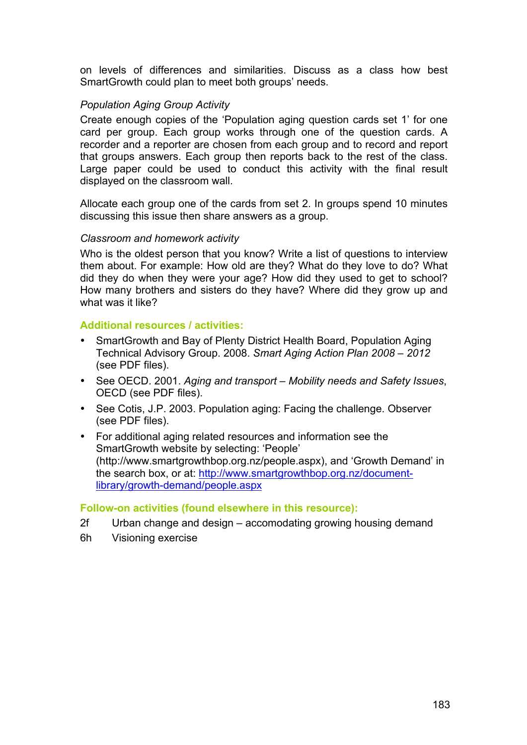on levels of differences and similarities. Discuss as a class how best SmartGrowth could plan to meet both groups' needs.

*Population Aging Group Activity*

Create enough copies of the 'Population aging question cards set 1' for one card per group. Each group works through one of the question cards. A recorder and a reporter are chosen from each group and to record and report that groups answers. Each group then reports back to the rest of the class. Large paper could be used to conduct this activity with the final result displayed on the classroom wall.

Allocate each group one of the cards from set 2. In groups spend 10 minutes discussing this issue then share answers as a group.

*Classroom and homework activity*

Who is the oldest person that you know? Write a list of questions to interview them about. For example: How old are they? What do they love to do? What did they do when they were your age? How did they used to get to school? How many brothers and sisters do they have? Where did they grow up and what was it like?

### Additional resources / activities:

- SmartGrowth and Bay of Plenty District Health Board, Population Aging Technical Advisory Group. 2008. *Smart Aging Action Plan 2008 – 2012* (see PDF files).
- See OECD. 2001. *Aging and transport – Mobility needs and Safety Issues*, OECD (see PDF files).
- See Cotis, J.P. 2003. Population aging: Facing the challenge. Observer (see PDF files).
- For additional aging related resources and information see the SmartGrowth website by selecting: 'People' (http://www.smartgrowthbop.org.nz/people.aspx), and 'Growth Demand' in the search box, or at: [http://www.smartgrowthbop.org.nz/document-library/growth-demand/people.aspx](http://www.smartgrowthbop.org.nz/document-library/growth-demand/people.aspx)

### Follow-on activities (found elsewhere in this resource):

2f Urban change and design – accomodating growing housing demand

6h Visioning exercise